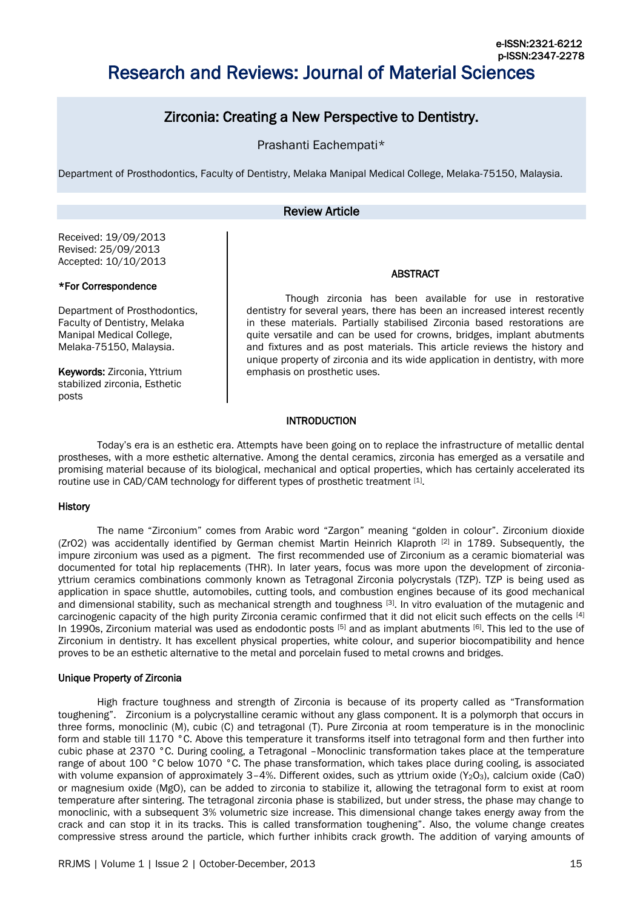e-ISSN:2321-6212
p-ISSN:2347-2278

# Research and Reviews: Journal of Material Sciences

## Zirconia: Creating a New Perspective to Dentistry.

Prashanti Eachempati*

Department of Prosthodontics, Faculty of Dentistry, Melaka Manipal Medical College, Melaka-75150, Malaysia.

### Review Article

Received: 19/09/2013
Revised: 25/09/2013
Accepted: 10/10/2013

**\*For Correspondence**

Department of Prosthodontics, Faculty of Dentistry, Melaka Manipal Medical College, Melaka-75150, Malaysia.

**Keywords:** Zirconia, Yttrium stabilized zirconia, Esthetic posts

### ABSTRACT

Though zirconia has been available for use in restorative dentistry for several years, there has been an increased interest recently in these materials. Partially stabilised Zirconia based restorations are quite versatile and can be used for crowns, bridges, implant abutments and fixtures and as post materials. This article reviews the history and unique property of zirconia and its wide application in dentistry, with more emphasis on prosthetic uses.

### INTRODUCTION

Today's era is an esthetic era. Attempts have been going on to replace the infrastructure of metallic dental prostheses, with a more esthetic alternative. Among the dental ceramics, zirconia has emerged as a versatile and promising material because of its biological, mechanical and optical properties, which has certainly accelerated its routine use in CAD/CAM technology for different types of prosthetic treatment [1].

#### History

The name "Zirconium" comes from Arabic word "Zargon" meaning "golden in colour". Zirconium dioxide (ZrO2) was accidentally identified by German chemist Martin Heinrich Klaproth [2] in 1789. Subsequently, the impure zirconium was used as a pigment. The first recommended use of Zirconium as a ceramic biomaterial was documented for total hip replacements (THR). In later years, focus was more upon the development of zirconia-yttrium ceramics combinations commonly known as Tetragonal Zirconia polycrystals (TZP). TZP is being used as application in space shuttle, automobiles, cutting tools, and combustion engines because of its good mechanical and dimensional stability, such as mechanical strength and toughness [3]. In vitro evaluation of the mutagenic and carcinogenic capacity of the high purity Zirconia ceramic confirmed that it did not elicit such effects on the cells [4] In 1990s, Zirconium material was used as endodontic posts [5] and as implant abutments [6]. This led to the use of Zirconium in dentistry. It has excellent physical properties, white colour, and superior biocompatibility and hence proves to be an esthetic alternative to the metal and porcelain fused to metal crowns and bridges.

#### Unique Property of Zirconia

High fracture toughness and strength of Zirconia is because of its property called as "Transformation toughening". Zirconium is a polycrystalline ceramic without any glass component. It is a polymorph that occurs in three forms, monoclinic (M), cubic (C) and tetragonal (T). Pure Zirconia at room temperature is in the monoclinic form and stable till 1170 °C. Above this temperature it transforms itself into tetragonal form and then further into cubic phase at 2370 °C. During cooling, a Tetragonal –Monoclinic transformation takes place at the temperature range of about 100 °C below 1070 °C. The phase transformation, which takes place during cooling, is associated with volume expansion of approximately 3–4%. Different oxides, such as yttrium oxide ($Y_2O_3$), calcium oxide (CaO) or magnesium oxide (MgO), can be added to zirconia to stabilize it, allowing the tetragonal form to exist at room temperature after sintering. The tetragonal zirconia phase is stabilized, but under stress, the phase may change to monoclinic, with a subsequent 3% volumetric size increase. This dimensional change takes energy away from the crack and can stop it in its tracks. This is called transformation toughening". Also, the volume change creates compressive stress around the particle, which further inhibits crack growth. The addition of varying amounts of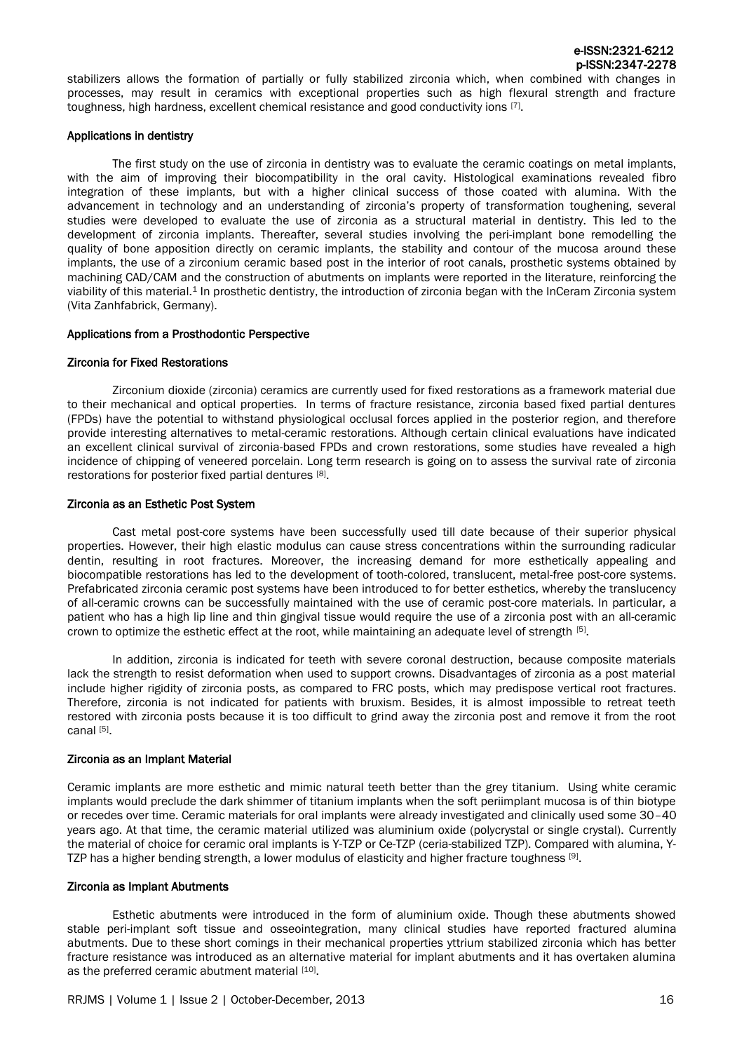stabilizers allows the formation of partially or fully stabilized zirconia which, when combined with changes in processes, may result in ceramics with exceptional properties such as high flexural strength and fracture toughness, high hardness, excellent chemical resistance and good conductivity ions [7].

## Applications in dentistry

The first study on the use of zirconia in dentistry was to evaluate the ceramic coatings on metal implants, with the aim of improving their biocompatibility in the oral cavity. Histological examinations revealed fibro integration of these implants, but with a higher clinical success of those coated with alumina. With the advancement in technology and an understanding of zirconia's property of transformation toughening, several studies were developed to evaluate the use of zirconia as a structural material in dentistry. This led to the development of zirconia implants. Thereafter, several studies involving the peri-implant bone remodelling the quality of bone apposition directly on ceramic implants, the stability and contour of the mucosa around these implants, the use of a zirconium ceramic based post in the interior of root canals, prosthetic systems obtained by machining CAD/CAM and the construction of abutments on implants were reported in the literature, reinforcing the viability of this material.[1] In prosthetic dentistry, the introduction of zirconia began with the InCeram Zirconia system (Vita Zanhfabrick, Germany).

## Applications from a Prosthodontic Perspective

### Zirconia for Fixed Restorations

Zirconium dioxide (zirconia) ceramics are currently used for fixed restorations as a framework material due to their mechanical and optical properties. In terms of fracture resistance, zirconia based fixed partial dentures (FPDs) have the potential to withstand physiological occlusal forces applied in the posterior region, and therefore provide interesting alternatives to metal-ceramic restorations. Although certain clinical evaluations have indicated an excellent clinical survival of zirconia-based FPDs and crown restorations, some studies have revealed a high incidence of chipping of veneered porcelain. Long term research is going on to assess the survival rate of zirconia restorations for posterior fixed partial dentures [8].

### Zirconia as an Esthetic Post System

Cast metal post-core systems have been successfully used till date because of their superior physical properties. However, their high elastic modulus can cause stress concentrations within the surrounding radicular dentin, resulting in root fractures. Moreover, the increasing demand for more esthetically appealing and biocompatible restorations has led to the development of tooth-colored, translucent, metal-free post-core systems. Prefabricated zirconia ceramic post systems have been introduced to for better esthetics, whereby the translucency of all-ceramic crowns can be successfully maintained with the use of ceramic post-core materials. In particular, a patient who has a high lip line and thin gingival tissue would require the use of a zirconia post with an all-ceramic crown to optimize the esthetic effect at the root, while maintaining an adequate level of strength [5].

In addition, zirconia is indicated for teeth with severe coronal destruction, because composite materials lack the strength to resist deformation when used to support crowns. Disadvantages of zirconia as a post material include higher rigidity of zirconia posts, as compared to FRC posts, which may predispose vertical root fractures. Therefore, zirconia is not indicated for patients with bruxism. Besides, it is almost impossible to retreat teeth restored with zirconia posts because it is too difficult to grind away the zirconia post and remove it from the root canal [5].

### Zirconia as an Implant Material

Ceramic implants are more esthetic and mimic natural teeth better than the grey titanium. Using white ceramic implants would preclude the dark shimmer of titanium implants when the soft periimplant mucosa is of thin biotype or recedes over time. Ceramic materials for oral implants were already investigated and clinically used some 30–40 years ago. At that time, the ceramic material utilized was aluminium oxide (polycrystal or single crystal). Currently the material of choice for ceramic oral implants is Y-TZP or Ce-TZP (ceria-stabilized TZP). Compared with alumina, Y-TZP has a higher bending strength, a lower modulus of elasticity and higher fracture toughness [9].

### Zirconia as Implant Abutments

Esthetic abutments were introduced in the form of aluminium oxide. Though these abutments showed stable peri-implant soft tissue and osseointegration, many clinical studies have reported fractured alumina abutments. Due to these short comings in their mechanical properties yttrium stabilized zirconia which has better fracture resistance was introduced as an alternative material for implant abutments and it has overtaken alumina as the preferred ceramic abutment material [10].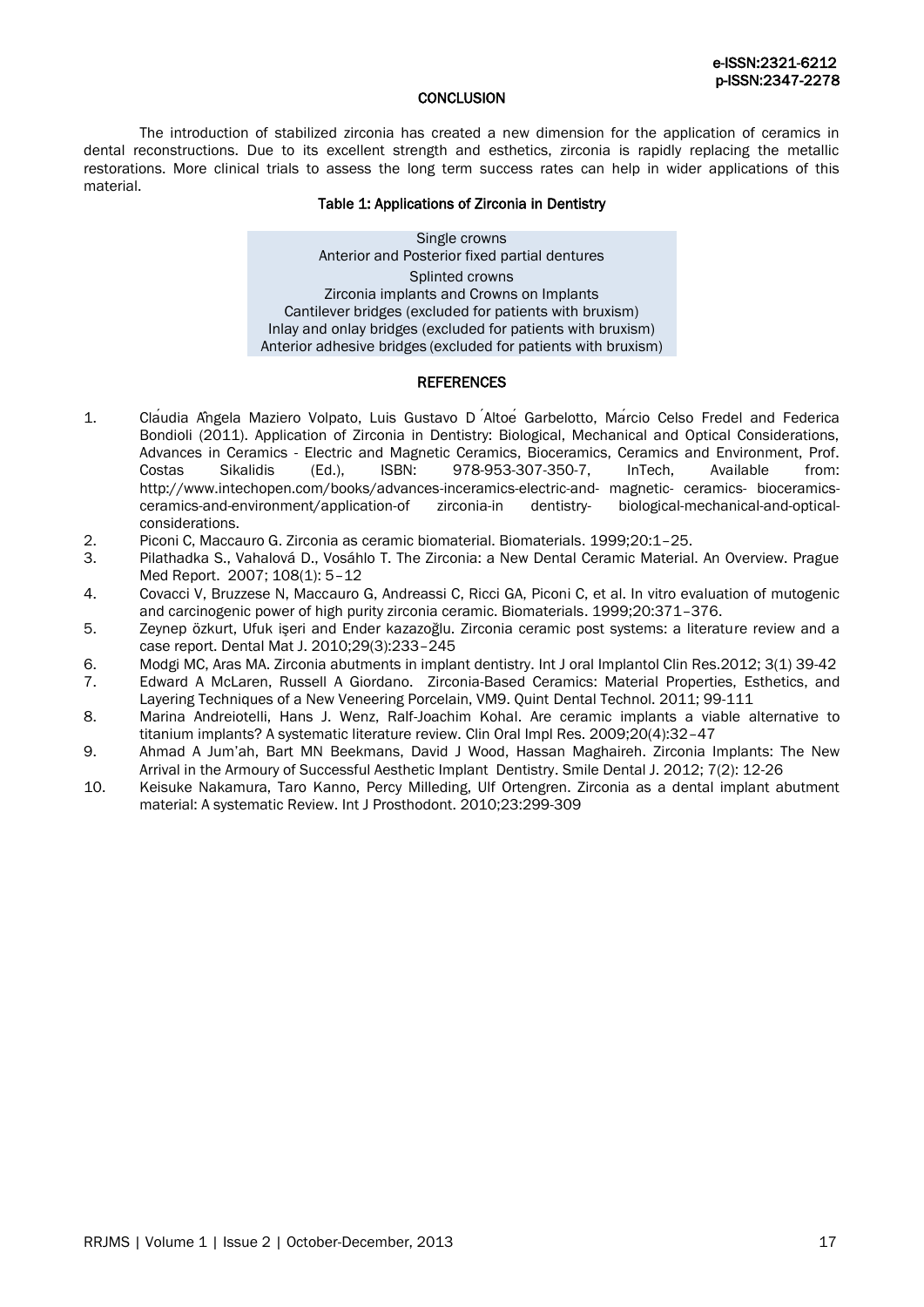## CONCLUSION

The introduction of stabilized zirconia has created a new dimension for the application of ceramics in dental reconstructions. Due to its excellent strength and esthetics, zirconia is rapidly replacing the metallic restorations. More clinical trials to assess the long term success rates can help in wider applications of this material.

**Table 1: Applications of Zirconia in Dentistry**

| |
|---|
| Single crowns |
| Anterior and Posterior fixed partial dentures |
| Splinted crowns |
| Zirconia implants and Crowns on Implants |
| Cantilever bridges (excluded for patients with bruxism) |
| Inlay and onlay bridges (excluded for patients with bruxism) |
| Anterior adhesive bridges (excluded for patients with bruxism) |

## REFERENCES

1. Cláudia Ângela Maziero Volpato, Luis Gustavo D´Altoé Garbelotto, Márcio Celso Fredel and Federica Bondioli (2011). Application of Zirconia in Dentistry: Biological, Mechanical and Optical Considerations, Advances in Ceramics - Electric and Magnetic Ceramics, Bioceramics, Ceramics and Environment, Prof. Costas Sikalidis (Ed.), ISBN: 978-953-307-350-7, InTech, Available from: http://www.intechopen.com/books/advances-inceramics-electric-and- magnetic- ceramics- bioceramics-ceramics-and-environment/application-of zirconia-in dentistry- biological-mechanical-and-optical-considerations.
2. Piconi C, Maccauro G. Zirconia as ceramic biomaterial. Biomaterials. 1999;20:1–25.
3. Pilathadka S., Vahalová D., Vosáhlo T. The Zirconia: a New Dental Ceramic Material. An Overview. Prague Med Report. 2007; 108(1): 5–12
4. Covacci V, Bruzzese N, Maccauro G, Andreassi C, Ricci GA, Piconi C, et al. In vitro evaluation of mutogenic and carcinogenic power of high purity zirconia ceramic. Biomaterials. 1999;20:371–376.
5. Zeynep özkurt, Ufuk işeri and Ender kazazoğlu. Zirconia ceramic post systems: a literature review and a case report. Dental Mat J. 2010;29(3):233–245
6. Modgi MC, Aras MA. Zirconia abutments in implant dentistry. Int J oral Implantol Clin Res.2012; 3(1) 39-42
7. Edward A McLaren, Russell A Giordano. Zirconia-Based Ceramics: Material Properties, Esthetics, and Layering Techniques of a New Veneering Porcelain, VM9. Quint Dental Technol. 2011; 99-111
8. Marina Andreiotelli, Hans J. Wenz, Ralf-Joachim Kohal. Are ceramic implants a viable alternative to titanium implants? A systematic literature review. Clin Oral Impl Res. 2009;20(4):32–47
9. Ahmad A Jum'ah, Bart MN Beekmans, David J Wood, Hassan Maghaireh. Zirconia Implants: The New Arrival in the Armoury of Successful Aesthetic Implant Dentistry. Smile Dental J. 2012; 7(2): 12-26
10. Keisuke Nakamura, Taro Kanno, Percy Milleding, Ulf Ortengren. Zirconia as a dental implant abutment material: A systematic Review. Int J Prosthodont. 2010;23:299-309